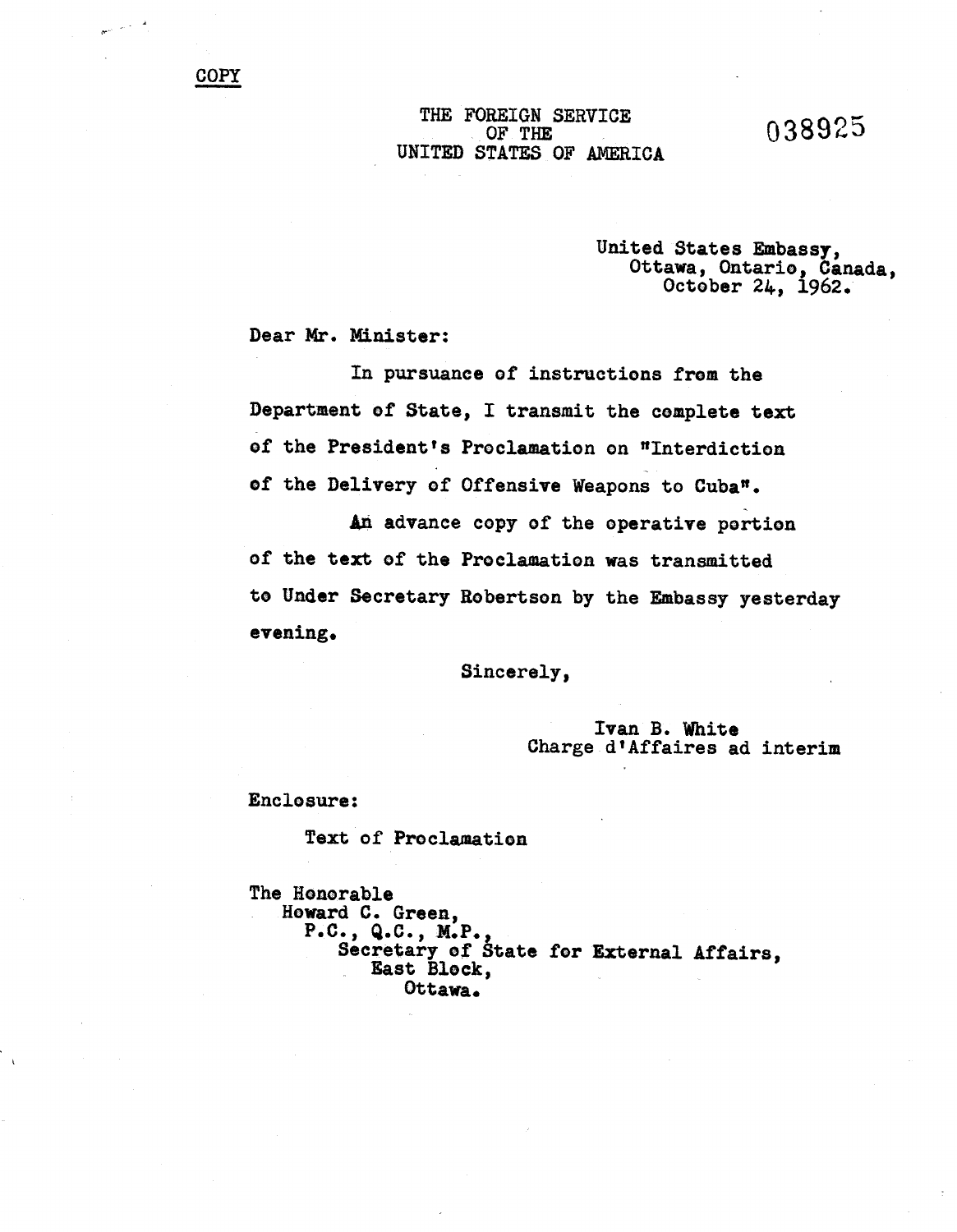COPY

THE FOREIGN SERVICE
OF THE
UNITED STATES OF AMERICA

038925

United States Embassy,
Ottawa, Ontario, Canada,
October 24, 1962.

Dear Mr. Minister:

In pursuance of instructions from the Department of State, I transmit the complete text of the President's Proclamation on "Interdiction of the Delivery of Offensive Weapons to Cuba".

An advance copy of the operative portion of the text of the Proclamation was transmitted to Under Secretary Robertson by the Embassy yesterday evening.

Sincerely,

Ivan B. White
Charge d'Affaires ad interim

Enclosure:

Text of Proclamation

The Honorable
Howard C. Green,
P.C., Q.C., M.P.,
Secretary of State for External Affairs,
East Block,
Ottawa.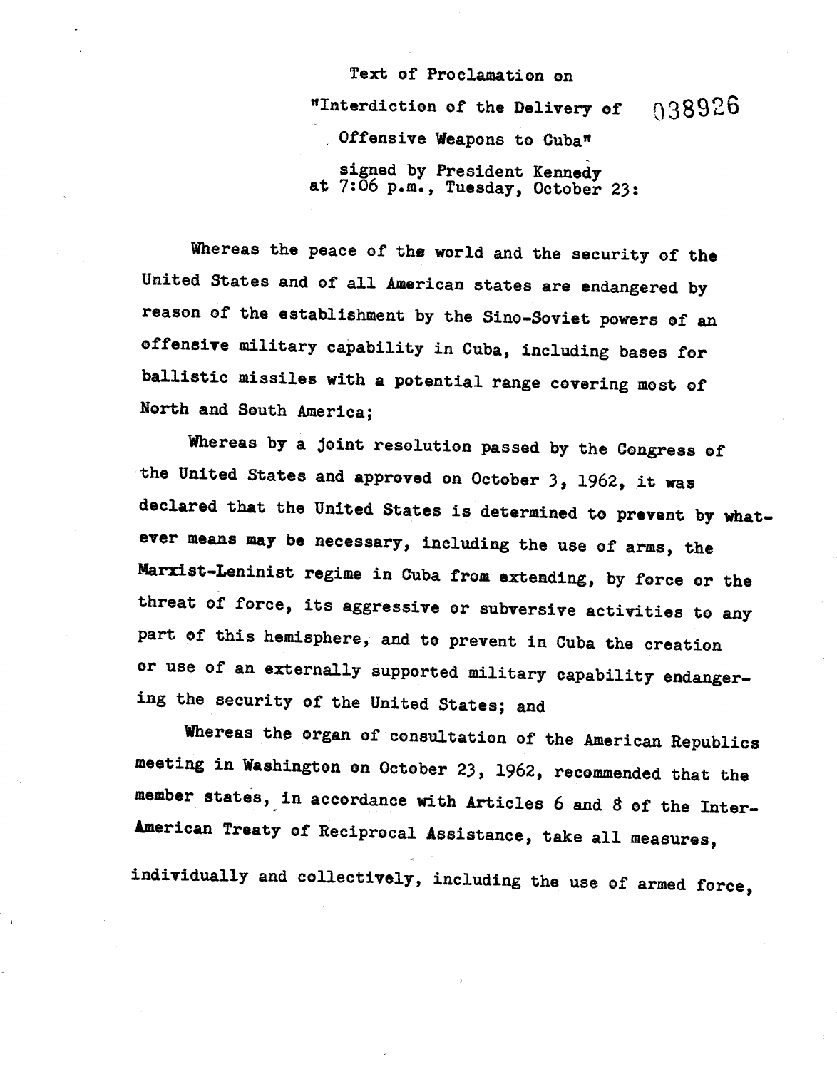Text of Proclamation on

"Interdiction of the Delivery of Offensive Weapons to Cuba" 038926

signed by President Kennedy at 7:06 p.m., Tuesday, October 23:

Whereas the peace of the world and the security of the United States and of all American states are endangered by reason of the establishment by the Sino-Soviet powers of an offensive military capability in Cuba, including bases for ballistic missiles with a potential range covering most of North and South America;

Whereas by a joint resolution passed by the Congress of the United States and approved on October 3, 1962, it was declared that the United States is determined to prevent by whatever means may be necessary, including the use of arms, the Marxist-Leninist regime in Cuba from extending, by force or the threat of force, its aggressive or subversive activities to any part of this hemisphere, and to prevent in Cuba the creation or use of an externally supported military capability endangering the security of the United States; and

Whereas the organ of consultation of the American Republics meeting in Washington on October 23, 1962, recommended that the member states, in accordance with Articles 6 and 8 of the Inter-American Treaty of Reciprocal Assistance, take all measures, individually and collectively, including the use of armed force,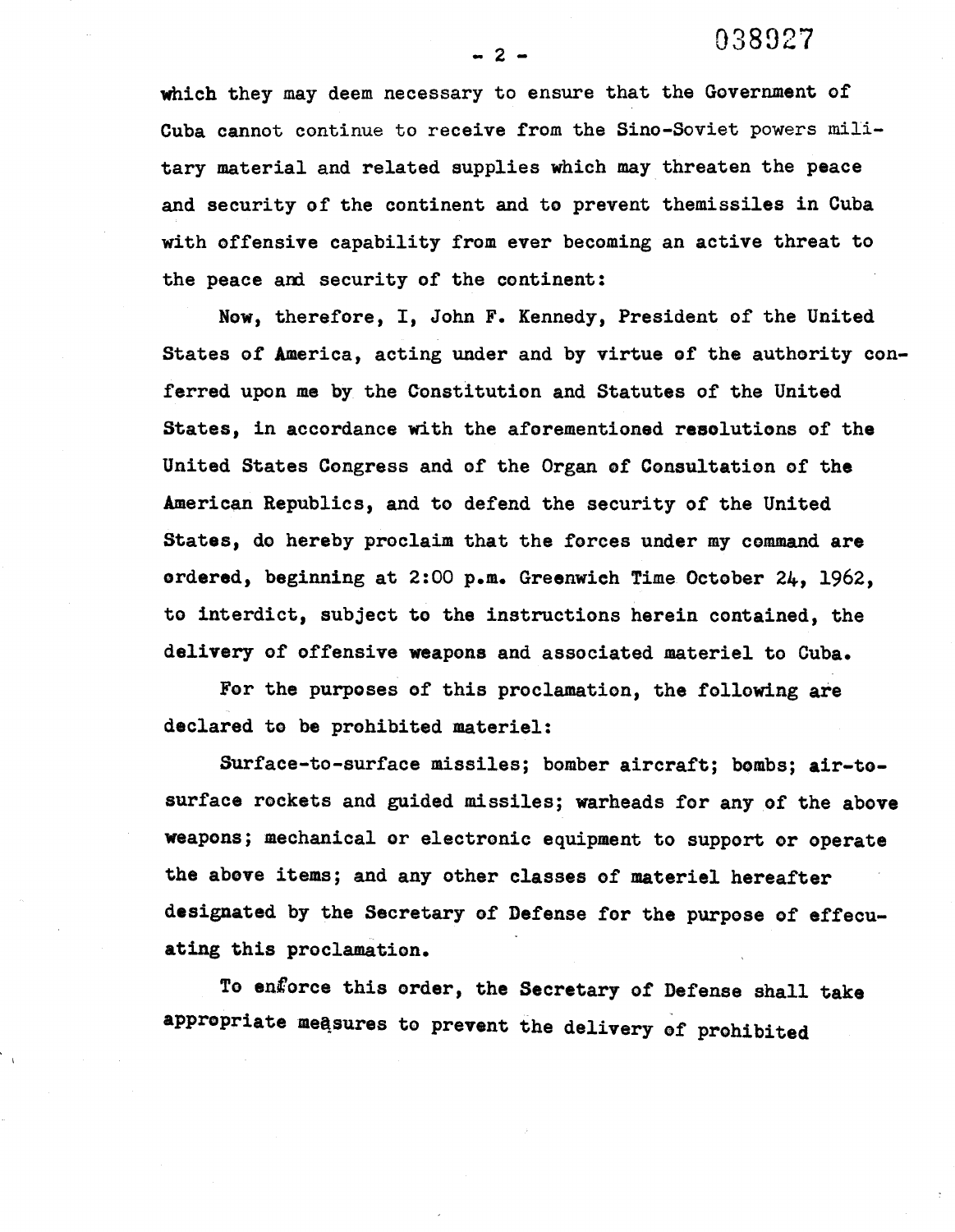which they may deem necessary to ensure that the Government of Cuba cannot continue to receive from the Sino-Soviet powers military material and related supplies which may threaten the peace and security of the continent and to prevent themissiles in Cuba with offensive capability from ever becoming an active threat to the peace and security of the continent:

Now, therefore, I, John F. Kennedy, President of the United States of America, acting under and by virtue of the authority conferred upon me by the Constitution and Statutes of the United States, in accordance with the aforementioned resolutions of the United States Congress and of the Organ of Consultation of the American Republics, and to defend the security of the United States, do hereby proclaim that the forces under my command are ordered, beginning at 2:00 p.m. Greenwich Time October 24, 1962, to interdict, subject to the instructions herein contained, the delivery of offensive weapons and associated materiel to Cuba.

For the purposes of this proclamation, the following are declared to be prohibited materiel:

Surface-to-surface missiles; bomber aircraft; bombs; air-to-surface rockets and guided missiles; warheads for any of the above weapons; mechanical or electronic equipment to support or operate the above items; and any other classes of materiel hereafter designated by the Secretary of Defense for the purpose of effecuating this proclamation.

To enforce this order, the Secretary of Defense shall take appropriate measures to prevent the delivery of prohibited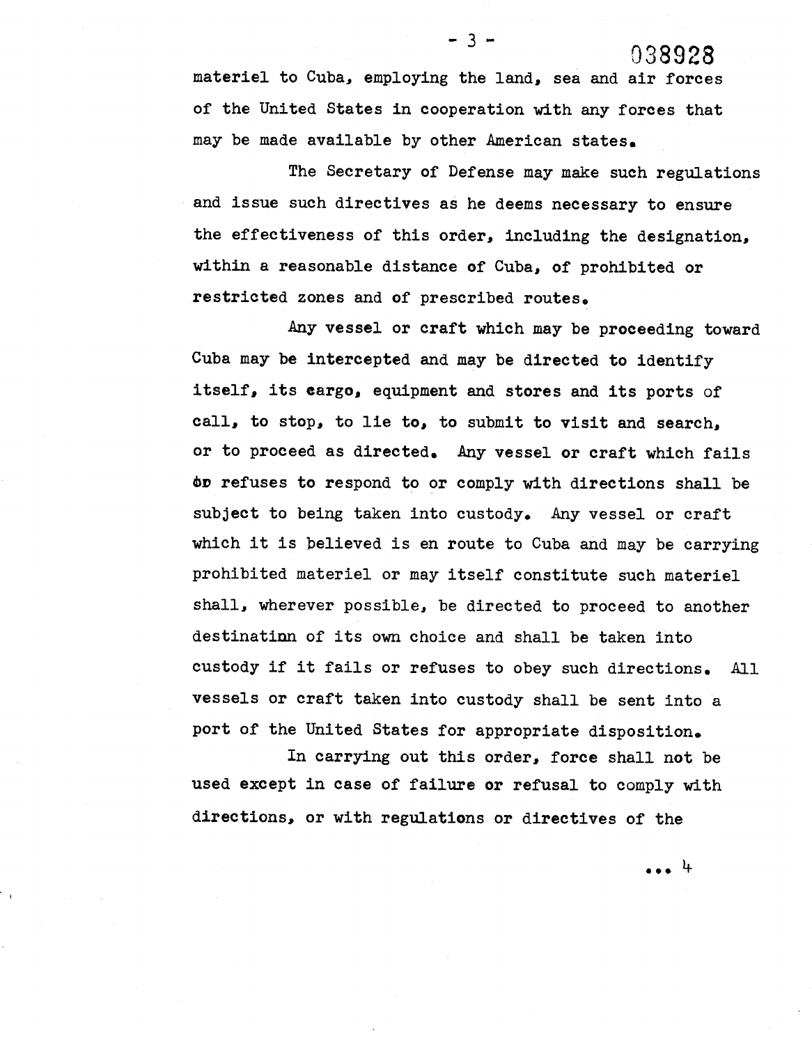materiel to Cuba, employing the land, sea and air forces of the United States in cooperation with any forces that may be made available by other American states.

The Secretary of Defense may make such regulations and issue such directives as he deems necessary to ensure the effectiveness of this order, including the designation, within a reasonable distance of Cuba, of prohibited or restricted zones and of prescribed routes.

Any vessel or craft which may be proceeding toward Cuba may be intercepted and may be directed to identify itself, its cargo, equipment and stores and its ports of call, to stop, to lie to, to submit to visit and search, or to proceed as directed. Any vessel or craft which fails or refuses to respond to or comply with directions shall be subject to being taken into custody. Any vessel or craft which it is believed is en route to Cuba and may be carrying prohibited materiel or may itself constitute such materiel shall, wherever possible, be directed to proceed to another destinatinn of its own choice and shall be taken into custody if it fails or refuses to obey such directions. All vessels or craft taken into custody shall be sent into a port of the United States for appropriate disposition.

In carrying out this order, force shall not be used except in case of failure or refusal to comply with directions, or with regulations or directives of the

... 4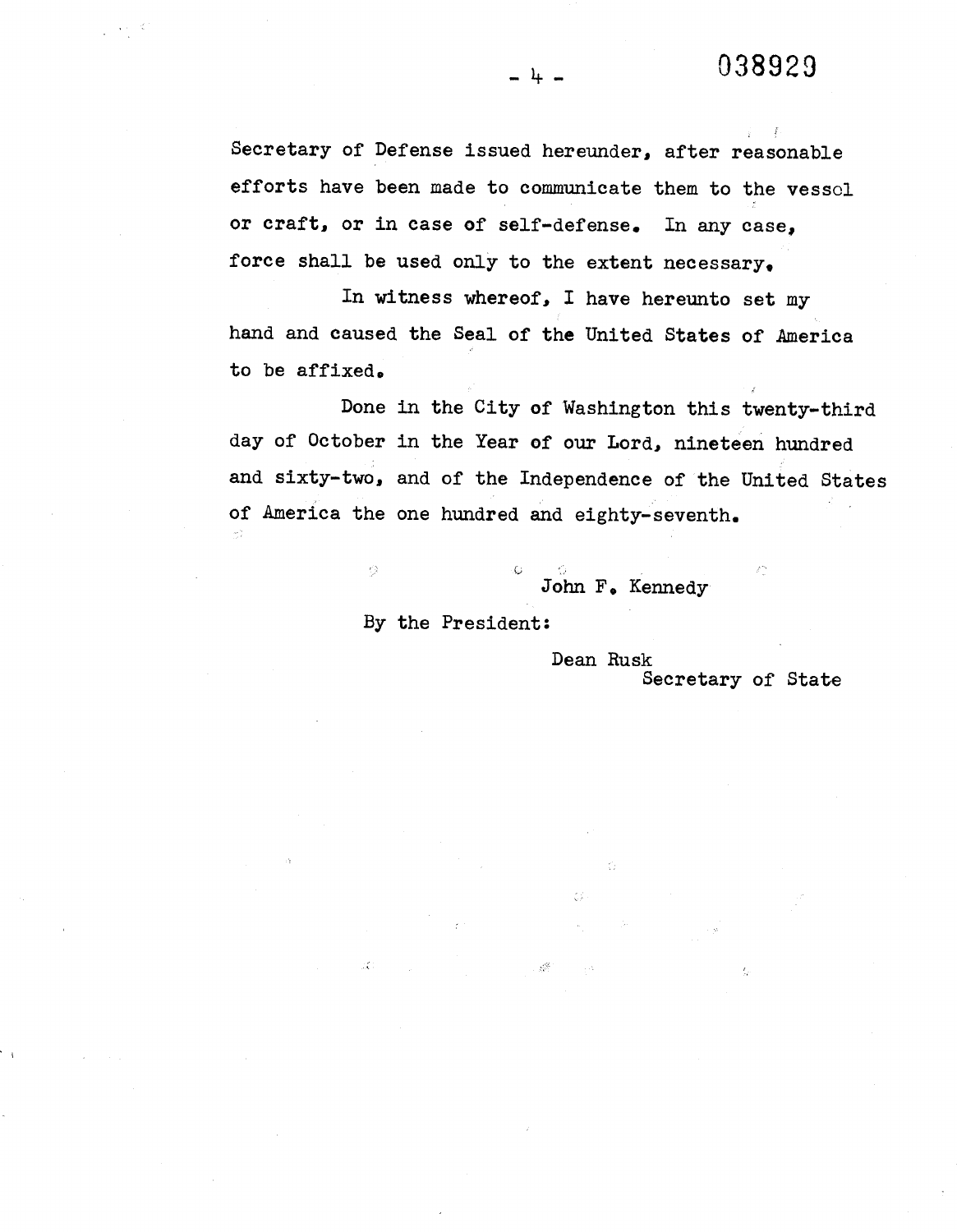Secretary of Defense issued hereunder, after reasonable efforts have been made to communicate them to the vessel or craft, or in case of self-defense. In any case, force shall be used only to the extent necessary.

In witness whereof, I have hereunto set my hand and caused the Seal of the United States of America to be affixed.

Done in the City of Washington this twenty-third day of October in the Year of our Lord, nineteen hundred and sixty-two, and of the Independence of the United States of America the one hundred and eighty-seventh.

John F. Kennedy

By the President:

Dean Rusk
Secretary of State